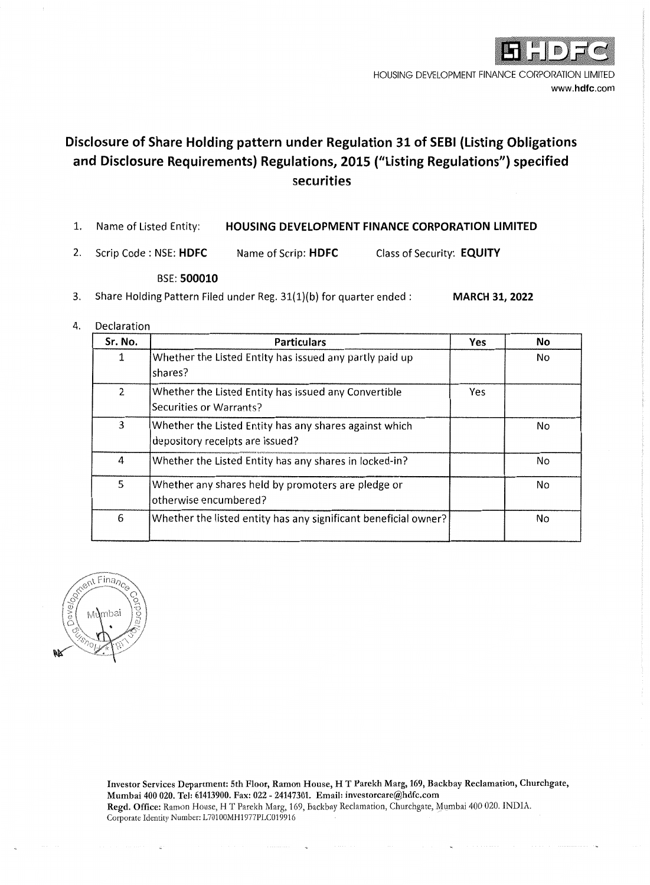HOUSING DEVELOPMENT FINANCE CORPORATION LIMITED
www.hdfc.com

# Disclosure of Share Holding pattern under Regulation 31 of SEBI (Listing Obligations and Disclosure Requirements) Regulations, 2015 ("Listing Regulations") specified securities

1. Name of Listed Entity: **HOUSING DEVELOPMENT FINANCE CORPORATION LIMITED**

2. Scrip Code : NSE: **HDFC** Name of Scrip: **HDFC** Class of Security: **EQUITY**

   BSE: **500010**

3. Share Holding Pattern Filed under Reg. 31(1)(b) for quarter ended : **MARCH 31, 2022**

4. Declaration

| Sr. No. | Particulars | Yes | No |
|---|---|---|---|
| 1 | Whether the Listed Entity has issued any partly paid up shares? | | No |
| 2 | Whether the Listed Entity has issued any Convertible Securities or Warrants? | Yes | |
| 3 | Whether the Listed Entity has any shares against which depository receipts are issued? | | No |
| 4 | Whether the Listed Entity has any shares in locked-in? | | No |
| 5 | Whether any shares held by promoters are pledge or otherwise encumbered? | | No |
| 6 | Whether the listed entity has any significant beneficial owner? | | No |

Investor Services Department: 5th Floor, Ramon House, H T Parekh Marg, 169, Backbay Reclamation, Churchgate, Mumbai 400 020. Tel: 61413900. Fax: 022 - 24147301. Email: investorcare@hdfc.com
Regd. Office: Ramon House, H T Parekh Marg, 169, Backbay Reclamation, Churchgate, Mumbai 400 020. INDIA.
Corporate Identity Number: L70100MH1977PLC019916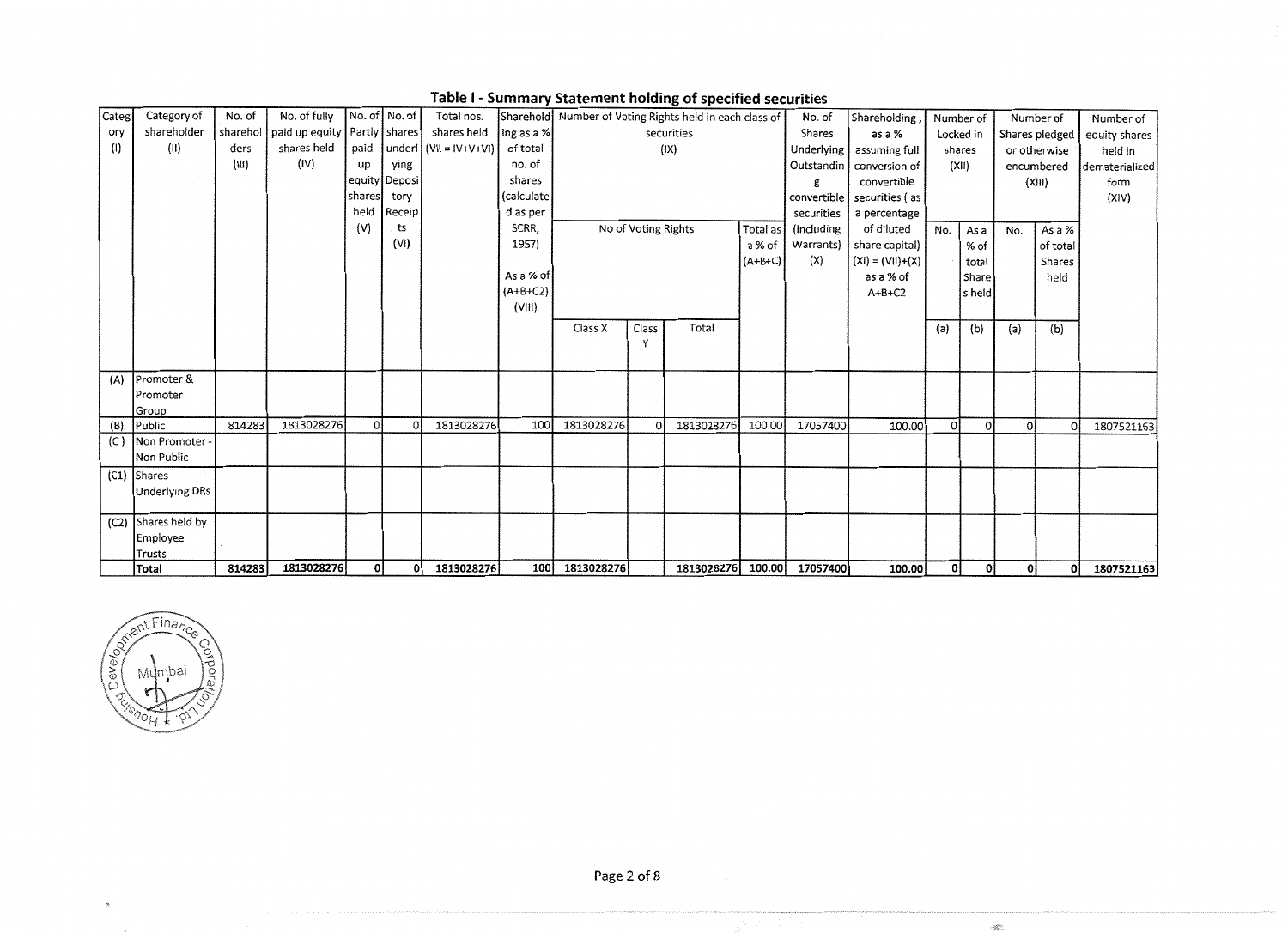## Table I - Summary Statement holding of specified securities

| Category (I) | Category of shareholder (II) | No. of shareholders (III) | No. of fully paid up equity shares held (IV) | No. of Partly paid-up equity shares held (V) | No. of shares underlying Depository Receipts (VI) | Total nos. shares held (VII = IV+V+VI) | Shareholding as a % of total no. of shares (calculated as per SCRR, 1957) (VIII) As a % of (A+B+C2) | Number of Voting Rights held in each class of securities (IX) | | | | No. of Shares Underlying Outstanding convertible securities (including Warrants) (X) | Shareholding, as a % assuming full conversion of convertible securities ( as a percentage of diluted share capital) (XI) = (VII)+(X) as a % of A+B+C2 | Number of Locked in shares (XII) | | Number of Shares pledged or otherwise encumbered (XIII) | | Number of equity shares held in dematerialized form (XIV) |
|---|---|---|---|---|---|---|---|---|---|---|---|---|---|---|---|---|---|---|
| | | | | | | | | No of Voting Rights | | | Total as a % of (A+B+C) | | | No. | As a % of total Shares held | No. | As a % of total Shares held | |
| | | | | | | | | Class X | Class Y | Total | | | | (a) | (b) | (a) | (b) | |
| (A) | Promoter & Promoter Group | | | | | | | | | | | | | | | | | |
| (B) | Public | 814283 | 1813028276 | 0 | 0 | 1813028276 | 100 | 1813028276 | 0 | 1813028276 | 100.00 | 17057400 | 100.00 | 0 | 0 | 0 | 0 | 1807521163 |
| (C) | Non Promoter - Non Public | | | | | | | | | | | | | | | | | |
| (C1) | Shares Underlying DRs | | | | | | | | | | | | | | | | | |
| (C2) | Shares held by Employee Trusts | | | | | | | | | | | | | | | | | |
| | **Total** | **814283** | **1813028276** | **0** | **0** | **1813028276** | **100** | **1813028276** | | **1813028276** | **100.00** | **17057400** | **100.00** | **0** | **0** | **0** | **0** | **1807521163** |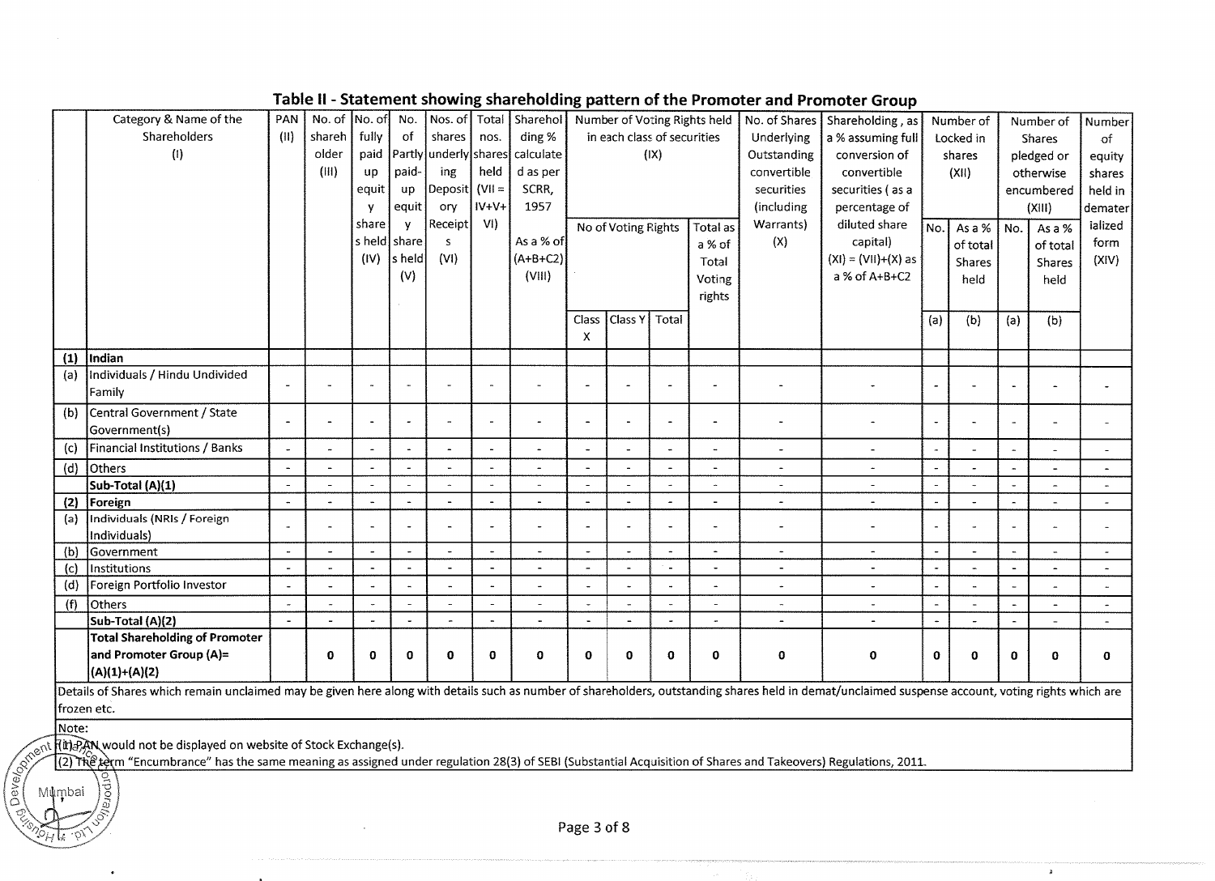## Table II - Statement showing shareholding pattern of the Promoter and Promoter Group

| | Category & Name of the Shareholders (I) | PAN (II) | No. of shareholder (III) | No. of fully paid up equity shares held (IV) | No. of Partly paid-up equity shares held (V) | Nos. of shares underlying Depository Receipts (VI) | Total nos. shares held (VII = IV+V+VI) | Shareholding % calculated as per SCRR, 1957 As a % of (A+B+C2) (VIII) | Number of Voting Rights held in each class of securities (IX) | | | | No. of Shares Underlying Outstanding convertible securities (including Warrants) (X) | Shareholding, as a % assuming full conversion of convertible securities ( as a percentage of diluted share capital) (XI) = (VII)+(X) as a % of A+B+C2 | Number of Locked in shares (XII) | | Number of Shares pledged or otherwise encumbered (XIII) | | Number of equity shares held in dematerialized form (XIV) |
|---|---|---|---|---|---|---|---|---|---|---|---|---|---|---|---|---|---|---|---|
| | | | | | | | | | No of Voting Rights | | | Total as a % of Total Voting rights | | | No. (a) | As a % of total Shares held (b) | No. (a) | As a % of total Shares held (b) | |
| | | | | | | | | | Class X | Class Y | Total | | | | | | | | |
| (1) | **Indian** | | | | | | | | | | | | | | | | | | |
| (a) | Individuals / Hindu Undivided Family | - | - | - | - | - | - | - | - | - | - | - | - | - | - | - | - | - | - |
| (b) | Central Government / State Government(s) | - | - | - | - | - | - | - | - | - | - | - | - | - | - | - | - | - | - |
| (c) | Financial Institutions / Banks | - | - | - | - | - | - | - | - | - | - | - | - | - | - | - | - | - | - |
| (d) | Others | - | - | - | - | - | - | - | - | - | - | - | - | - | - | - | - | - | - |
| | **Sub-Total (A)(1)** | - | - | - | - | - | - | - | - | - | - | - | - | - | - | - | - | - | - |
| (2) | **Foreign** | - | - | - | - | - | - | - | - | - | - | - | - | - | - | - | - | - | - |
| (a) | Individuals (NRIs / Foreign Individuals) | - | - | - | - | - | - | - | - | - | - | - | - | - | - | - | - | - | - |
| (b) | Government | - | - | - | - | - | - | - | - | - | - | - | - | - | - | - | - | - | - |
| (c) | Institutions | - | - | - | - | - | - | - | - | - | - | - | - | - | - | - | - | - | - |
| (d) | Foreign Portfolio Investor | - | - | - | - | - | - | - | - | - | - | - | - | - | - | - | - | - | - |
| (f) | Others | - | - | - | - | - | - | - | - | - | - | - | - | - | - | - | - | - | - |
| | **Sub-Total (A)(2)** | - | - | - | - | - | - | - | - | - | - | - | - | - | - | - | - | - | - |
| | **Total Shareholding of Promoter and Promoter Group (A)= (A)(1)+(A)(2)** | | 0 | 0 | 0 | 0 | 0 | 0 | 0 | 0 | 0 | 0 | 0 | 0 | 0 | 0 | 0 | 0 | 0 |

Details of Shares which remain unclaimed may be given here along with details such as number of shareholders, outstanding shares held in demat/unclaimed suspense account, voting rights which are frozen etc.

Note:

(1) PAN would not be displayed on website of Stock Exchange(s).

(2) The term "Encumbrance" has the same meaning as assigned under regulation 28(3) of SEBI (Substantial Acquisition of Shares and Takeovers) Regulations, 2011.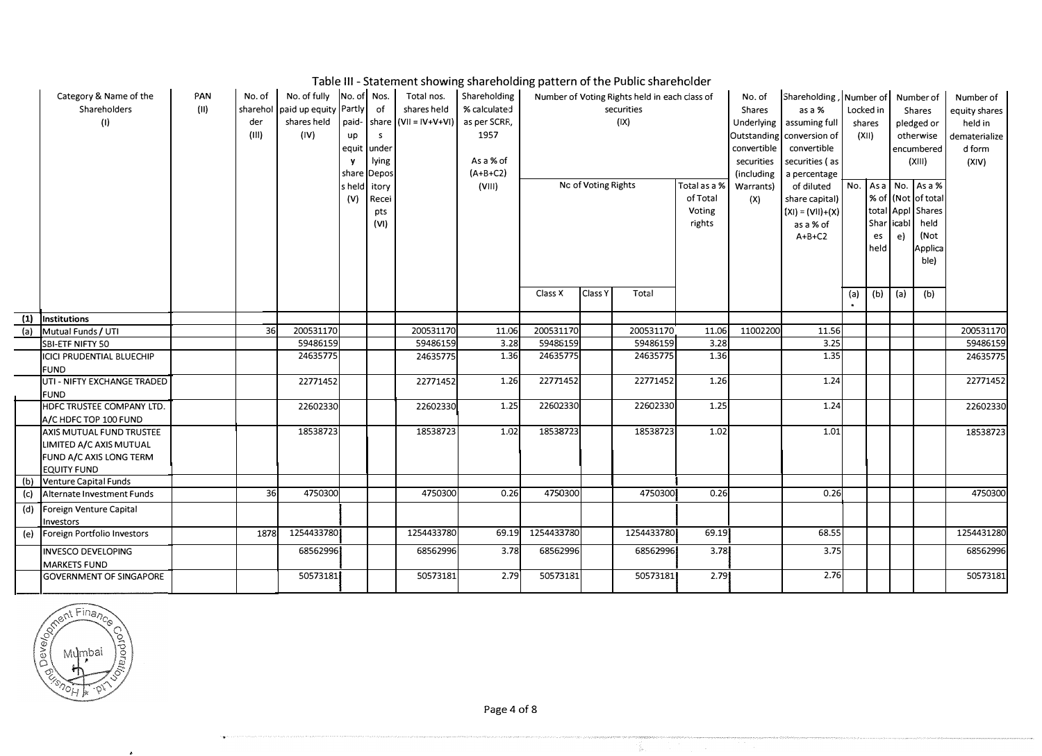## Table III - Statement showing shareholding pattern of the Public shareholder

| | Category & Name of the Shareholders (I) | PAN (II) | No. of shareholder (III) | No. of fully paid up equity shares held (IV) | No. of Partly paid-up equity shares held (V) | Nos. of shares underlying Depository Receipts (VI) | Total nos. shares held (VII = IV+V+VI) | Shareholding % calculated as per SCRR, 1957 As a % of (A+B+C2) (VIII) | Number of Voting Rights held in each class of securities (IX) | | | | No. of Shares Underlying Outstanding convertible securities (including Warrants) (X) | Shareholding , as a % assuming full conversion of convertible securities ( as a percentage of diluted share capital) (XI) = (VII)+(X) as a % of A+B+C2 | Number of Locked in shares (XII) | | Number of Shares pledged or otherwise encumbered (XIII) | | Number of equity shares held in dematerialized form (XIV) |
|---|---|---|---|---|---|---|---|---|---|---|---|---|---|---|---|---|---|---|---|
| | | | | | | | | | No of Voting Rights | | | Total as a % of Total Voting rights | | | No. | As a % of total Shares held | No. (Not Applicable) | As a % of total Shares held (Not Applicable) | |
| | | | | | | | | | Class X | Class Y | Total | | | | (a) | (b) | (a) | (b) | |
| (1) | Institutions | | | | | | | | | | | | | | | | | | |
| (a) | Mutual Funds / UTI | | 36 | 200531170 | | | 200531170 | 11.06 | 200531170 | | 200531170 | 11.06 | 11002200 | 11.56 | | | | | 200531170 |
| | SBI-ETF NIFTY 50 | | | 59486159 | | | 59486159 | 3.28 | 59486159 | | 59486159 | 3.28 | | 3.25 | | | | | 59486159 |
| | ICICI PRUDENTIAL BLUECHIP FUND | | | 24635775 | | | 24635775 | 1.36 | 24635775 | | 24635775 | 1.36 | | 1.35 | | | | | 24635775 |
| | UTI - NIFTY EXCHANGE TRADED FUND | | | 22771452 | | | 22771452 | 1.26 | 22771452 | | 22771452 | 1.26 | | 1.24 | | | | | 22771452 |
| | HDFC TRUSTEE COMPANY LTD. A/C HDFC TOP 100 FUND | | | 22602330 | | | 22602330 | 1.25 | 22602330 | | 22602330 | 1.25 | | 1.24 | | | | | 22602330 |
| | AXIS MUTUAL FUND TRUSTEE LIMITED A/C AXIS MUTUAL FUND A/C AXIS LONG TERM EQUITY FUND | | | 18538723 | | | 18538723 | 1.02 | 18538723 | | 18538723 | 1.02 | | 1.01 | | | | | 18538723 |
| (b) | Venture Capital Funds | | | | | | | | | | | | | | | | | | |
| (c) | Alternate Investment Funds | | 36 | 4750300 | | | 4750300 | 0.26 | 4750300 | | 4750300 | 0.26 | | 0.26 | | | | | 4750300 |
| (d) | Foreign Venture Capital Investors | | | | | | | | | | | | | | | | | | |
| (e) | Foreign Portfolio Investors | | 1878 | 1254433780 | | | 1254433780 | 69.19 | 1254433780 | | 1254433780 | 69.19 | | 68.55 | | | | | 1254431280 |
| | INVESCO DEVELOPING MARKETS FUND | | | 68562996 | | | 68562996 | 3.78 | 68562996 | | 68562996 | 3.78 | | 3.75 | | | | | 68562996 |
| | GOVERNMENT OF SINGAPORE | | | 50573181 | | | 50573181 | 2.79 | 50573181 | | 50573181 | 2.79 | | 2.76 | | | | | 50573181 |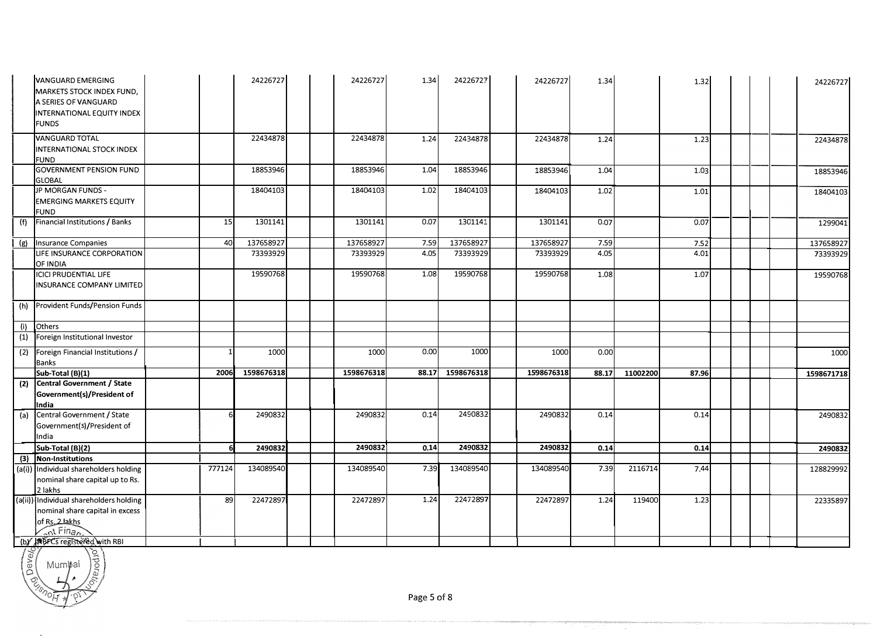| | | | | | | | | | | | | | | | | | | | |
|---|---|---|---|---|---|---|---|---|---|---|---|---|---|---|---|---|---|---|---|
| | VANGUARD EMERGING MARKETS STOCK INDEX FUND, A SERIES OF VANGUARD INTERNATIONAL EQUITY INDEX FUNDS | | | 24226727 | | | 24226727 | 1.34 | 24226727 | | 24226727 | 1.34 | | 1.32 | | | | | 24226727 |
| | VANGUARD TOTAL INTERNATIONAL STOCK INDEX FUND | | | 22434878 | | | 22434878 | 1.24 | 22434878 | | 22434878 | 1.24 | | 1.23 | | | | | 22434878 |
| | GOVERNMENT PENSION FUND GLOBAL | | | 18853946 | | | 18853946 | 1.04 | 18853946 | | 18853946 | 1.04 | | 1.03 | | | | | 18853946 |
| | JP MORGAN FUNDS - EMERGING MARKETS EQUITY FUND | | | 18404103 | | | 18404103 | 1.02 | 18404103 | | 18404103 | 1.02 | | 1.01 | | | | | 18404103 |
| (f) | Financial Institutions / Banks | | 15 | 1301141 | | | 1301141 | 0.07 | 1301141 | | 1301141 | 0.07 | | 0.07 | | | | | 1299041 |
| (g) | Insurance Companies | | 40 | 137658927 | | | 137658927 | 7.59 | 137658927 | | 137658927 | 7.59 | | 7.52 | | | | | 137658927 |
| | LIFE INSURANCE CORPORATION OF INDIA | | | 73393929 | | | 73393929 | 4.05 | 73393929 | | 73393929 | 4.05 | | 4.01 | | | | | 73393929 |
| | ICICI PRUDENTIAL LIFE INSURANCE COMPANY LIMITED | | | 19590768 | | | 19590768 | 1.08 | 19590768 | | 19590768 | 1.08 | | 1.07 | | | | | 19590768 |
| (h) | Provident Funds/Pension Funds | | | | | | | | | | | | | | | | | | |
| (i) | Others | | | | | | | | | | | | | | | | | | |
| (1) | Foreign Institutional Investor | | | | | | | | | | | | | | | | | | |
| (2) | Foreign Financial Institutions / Banks | | 1 | 1000 | | | 1000 | 0.00 | 1000 | | 1000 | 0.00 | | | | | | | 1000 |
| | **Sub-Total (B)(1)** | | **2006** | **1598676318** | | | **1598676318** | **88.17** | **1598676318** | | **1598676318** | **88.17** | **11002200** | **87.96** | | | | | **1598671718** |
| **(2)** | **Central Government / State Government(s)/President of India** | | | | | | | | | | | | | | | | | | |
| (a) | Central Government / State Government(s)/President of India | | 6 | 2490832 | | | 2490832 | 0.14 | 2490832 | | 2490832 | 0.14 | | 0.14 | | | | | 2490832 |
| | **Sub-Total (B)(2)** | | **6** | **2490832** | | | **2490832** | **0.14** | **2490832** | | **2490832** | **0.14** | | **0.14** | | | | | **2490832** |
| **(3)** | **Non-Institutions** | | | | | | | | | | | | | | | | | | |
| (a(i)) | Individual shareholders holding nominal share capital up to Rs. 2 lakhs | | 777124 | 134089540 | | | 134089540 | 7.39 | 134089540 | | 134089540 | 7.39 | 2116714 | 7.44 | | | | | 128829992 |
| (a(ii)) | Individual shareholders holding nominal share capital in excess of Rs. 2 lakhs | | 89 | 22472897 | | | 22472897 | 1.24 | 22472897 | | 22472897 | 1.24 | 119400 | 1.23 | | | | | 22335897 |
| (b) | NBFCs registered with RBI | | | | | | | | | | | | | | | | | | |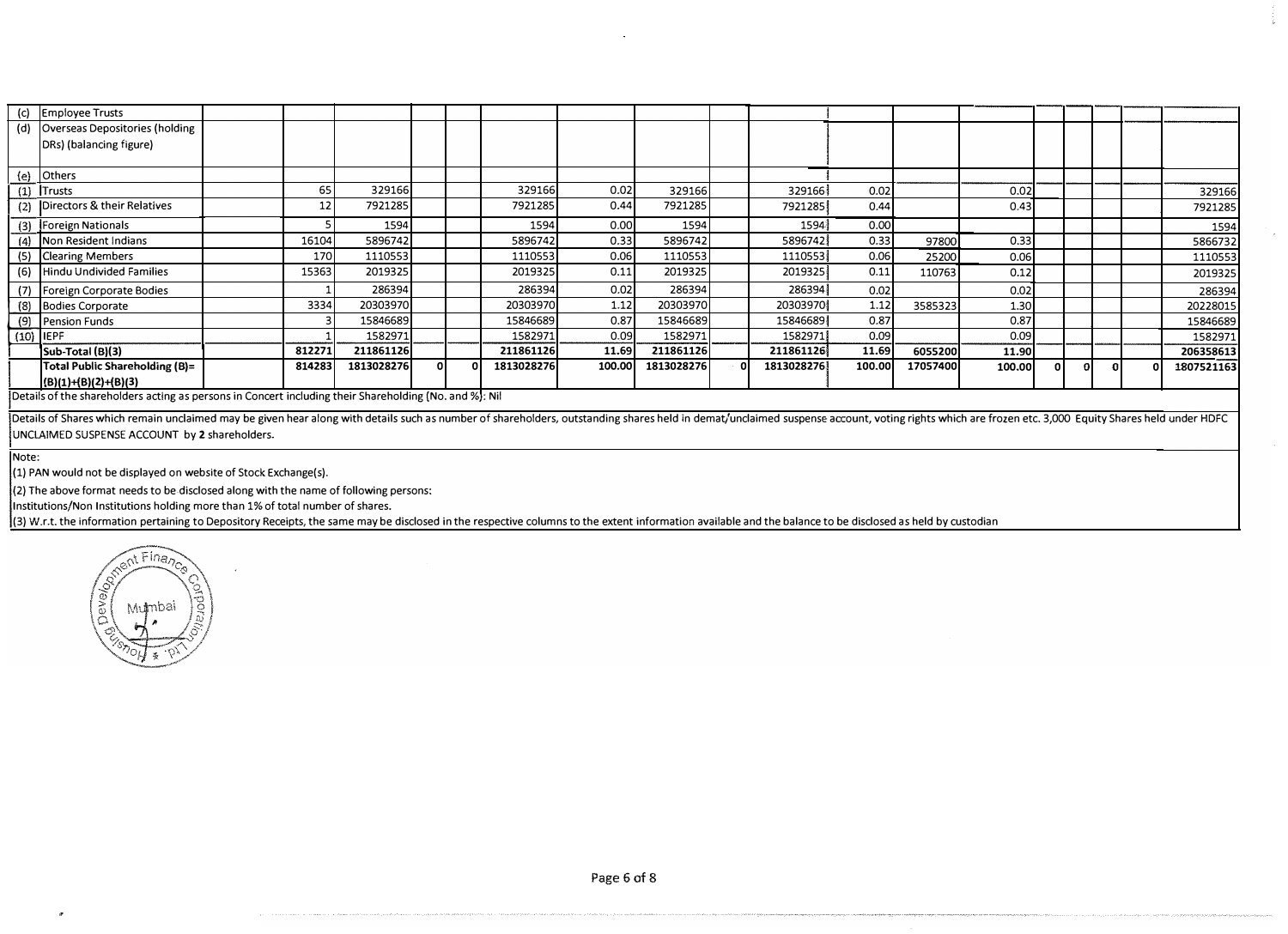| Sr. | Category | | | | | | | | | | | | | | | | | | |
|---|---|---|---|---|---|---|---|---|---|---|---|---|---|---|---|---|---|---|---|
| (c) | Employee Trusts | | | | | | | | | | | | | | | | | | |
| (d) | Overseas Depositories (holding DRs) (balancing figure) | | | | | | | | | | | | | | | | | | |
| (e) | Others | | | | | | | | | | | | | | | | | | |
| (1) | Trusts | | 65 | 329166 | | | 329166 | 0.02 | 329166 | | 329166 | 0.02 | | 0.02 | | | | | 329166 |
| (2) | Directors & their Relatives | | 12 | 7921285 | | | 7921285 | 0.44 | 7921285 | | 7921285 | 0.44 | | 0.43 | | | | | 7921285 |
| (3) | Foreign Nationals | | 5 | 1594 | | | 1594 | 0.00 | 1594 | | 1594 | 0.00 | | | | | | | 1594 |
| (4) | Non Resident Indians | | 16104 | 5896742 | | | 5896742 | 0.33 | 5896742 | | 5896742 | 0.33 | 97800 | 0.33 | | | | | 5866732 |
| (5) | Clearing Members | | 170 | 1110553 | | | 1110553 | 0.06 | 1110553 | | 1110553 | 0.06 | 25200 | 0.06 | | | | | 1110553 |
| (6) | Hindu Undivided Families | | 15363 | 2019325 | | | 2019325 | 0.11 | 2019325 | | 2019325 | 0.11 | 110763 | 0.12 | | | | | 2019325 |
| (7) | Foreign Corporate Bodies | | 1 | 286394 | | | 286394 | 0.02 | 286394 | | 286394 | 0.02 | | 0.02 | | | | | 286394 |
| (8) | Bodies Corporate | | 3334 | 20303970 | | | 20303970 | 1.12 | 20303970 | | 20303970 | 1.12 | 3585323 | 1.30 | | | | | 20228015 |
| (9) | Pension Funds | | 3 | 15846689 | | | 15846689 | 0.87 | 15846689 | | 15846689 | 0.87 | | 0.87 | | | | | 15846689 |
| (10) | IEPF | | 1 | 1582971 | | | 1582971 | 0.09 | 1582971 | | 1582971 | 0.09 | | 0.09 | | | | | 1582971 |
| | **Sub-Total (B)(3)** | | **812271** | **211861126** | | | **211861126** | **11.69** | **211861126** | | **211861126** | **11.69** | **6055200** | **11.90** | | | | | **206358613** |
| | **Total Public Shareholding (B)= (B)(1)+(B)(2)+(B)(3)** | | **814283** | **1813028276** | **0** | **0** | **1813028276** | **100.00** | **1813028276** | **0** | **1813028276** | **100.00** | **17057400** | **100.00** | **0** | **0** | **0** | **0** | **1807521163** |

Details of the shareholders acting as persons in Concert including their Shareholding (No. and %): Nil

Details of Shares which remain unclaimed may be given hear along with details such as number of shareholders, outstanding shares held in demat/unclaimed suspense account, voting rights which are frozen etc. 3,000 Equity Shares held under HDFC UNCLAIMED SUSPENSE ACCOUNT by **2** shareholders.

Note:

(1) PAN would not be displayed on website of Stock Exchange(s).

(2) The above format needs to be disclosed along with the name of following persons:

Institutions/Non Institutions holding more than 1% of total number of shares.

(3) W.r.t. the information pertaining to Depository Receipts, the same may be disclosed in the respective columns to the extent information available and the balance to be disclosed as held by custodian

Housing Development Finance Corporation Ltd. Mumbai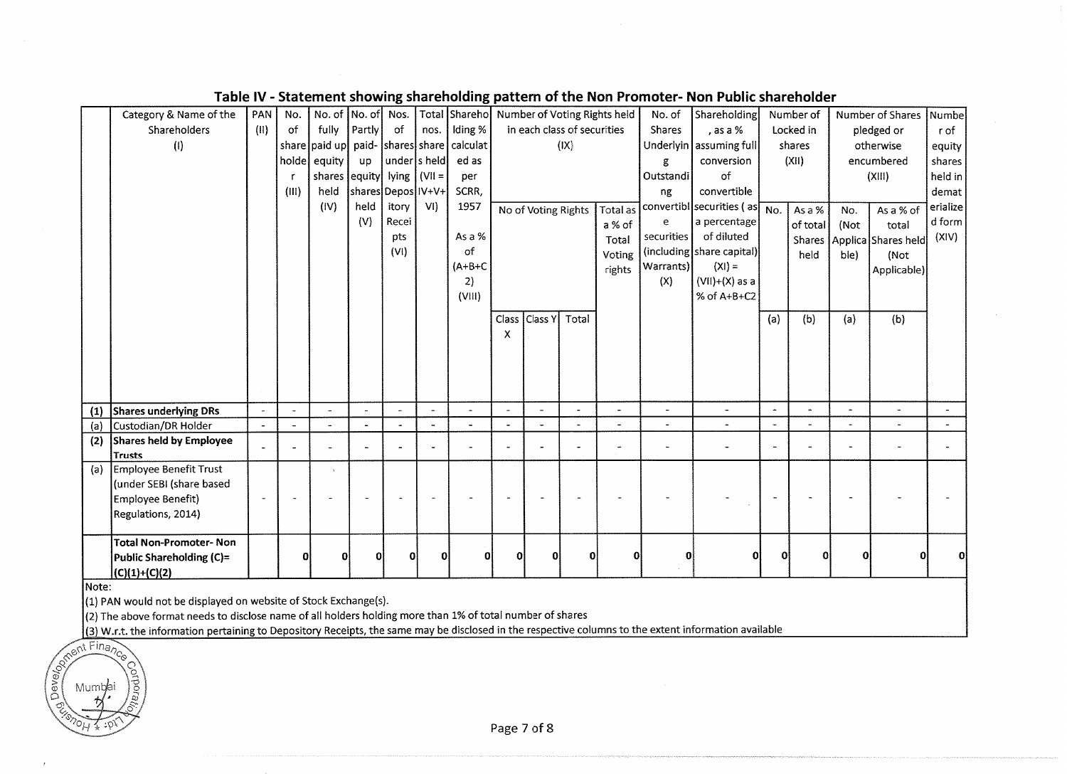## Table IV - Statement showing shareholding pattern of the Non Promoter- Non Public shareholder

| | Category & Name of the Shareholders (I) | PAN (II) | No. of shareholder (III) | No. of fully paid up equity shares held (IV) | No. of Partly paid-up equity shares held (V) | Nos. of shares underlying Depository Receipts (VI) | Total nos. shares held (VII = IV+V+VI) | Shareholding % calculated as per SCRR, 1957 As a % of (A+B+C2) (VIII) | Number of Voting Rights held in each class of securities (IX) | | | | No. of Shares Underlying Outstanding convertible securities (including Warrants) (X) | Shareholding, as a % assuming full conversion of convertible securities ( as a percentage of diluted share capital) (XI) = (VII)+(X) as a % of A+B+C2 | Number of Locked in shares (XII) | | Number of Shares pledged or otherwise encumbered (XIII) | | Number of equity shares held in dematerialized form (XIV) |
|---|---|---|---|---|---|---|---|---|---|---|---|---|---|---|---|---|---|---|---|
| | | | | | | | | | No of Voting Rights | | | Total as a % of Total Voting rights | | | No. | As a % of total Shares held | No. (Not Applicable) | As a % of total Shares held (Not Applicable) | |
| | | | | | | | | | Class X | Class Y | Total | | | | (a) | (b) | (a) | (b) | |
| (1) | **Shares underlying DRs** | - | - | - | - | - | - | - | - | - | - | - | - | - | - | - | - | - | - |
| (a) | Custodian/DR Holder | - | - | - | - | - | - | - | - | - | - | - | - | - | - | - | - | - | - |
| (2) | **Shares held by Employee Trusts** | - | - | - | - | - | - | - | - | - | - | - | - | - | - | - | - | - | - |
| (a) | Employee Benefit Trust (under SEBI (share based Employee Benefit) Regulations, 2014) | - | - | - | - | - | - | - | - | - | - | - | - | - | - | - | - | - | - |
| | **Total Non-Promoter- Non Public Shareholding (C)= (C)(1)+(C)(2)** | | 0 | 0 | 0 | 0 | 0 | 0 | 0 | 0 | 0 | 0 | 0 | 0 | 0 | 0 | 0 | 0 | 0 |

Note:

(1) PAN would not be displayed on website of Stock Exchange(s).

(2) The above format needs to disclose name of all holders holding more than 1% of total number of shares

(3) W.r.t. the information pertaining to Depository Receipts, the same may be disclosed in the respective columns to the extent information available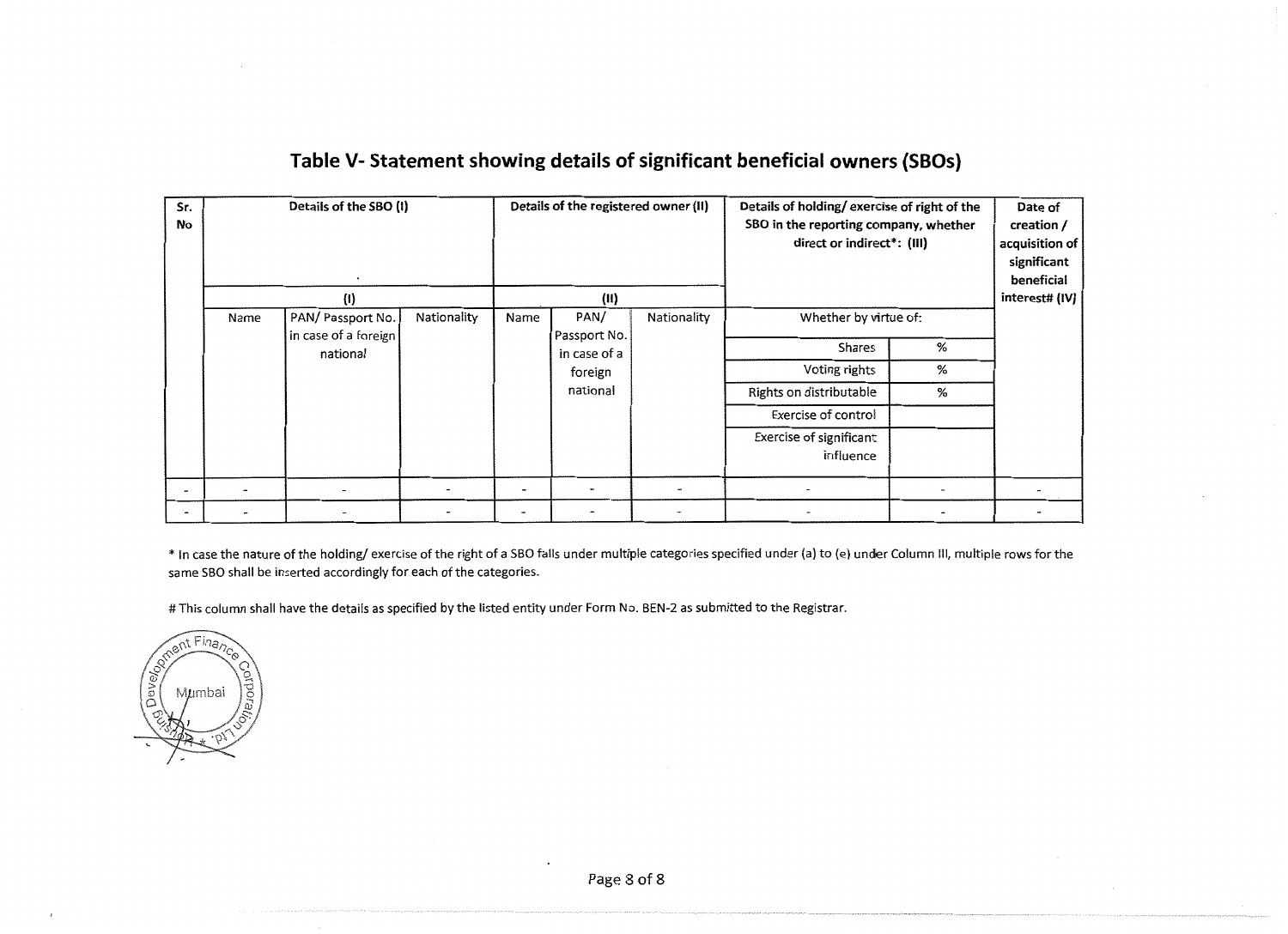## Table V- Statement showing details of significant beneficial owners (SBOs)

| Sr. No | Details of the SBO (I) | | | Details of the registered owner (II) | | | Details of holding/ exercise of right of the SBO in the reporting company, whether direct or indirect*: (III) | | Date of creation / acquisition of significant beneficial interest# (IV) |
|---|---|---|---|---|---|---|---|---|---|
| | (I) | | | (II) | | | | | |
| | Name | PAN/ Passport No. in case of a foreign national | Nationality | Name | PAN/ Passport No. in case of a foreign national | Nationality | Whether by virtue of: | | |
| | | | | | | | Shares | % | |
| | | | | | | | Voting rights | % | |
| | | | | | | | Rights on distributable | % | |
| | | | | | | | Exercise of control | | |
| | | | | | | | Exercise of significant influence | | |
| - | - | - | - | - | - | - | - | - | - |
| - | - | - | - | - | - | - | - | - | - |

* In case the nature of the holding/ exercise of the right of a SBO falls under multiple categories specified under (a) to (e) under Column III, multiple rows for the same SBO shall be inserted accordingly for each of the categories.

# This column shall have the details as specified by the listed entity under Form No. BEN-2 as submitted to the Registrar.